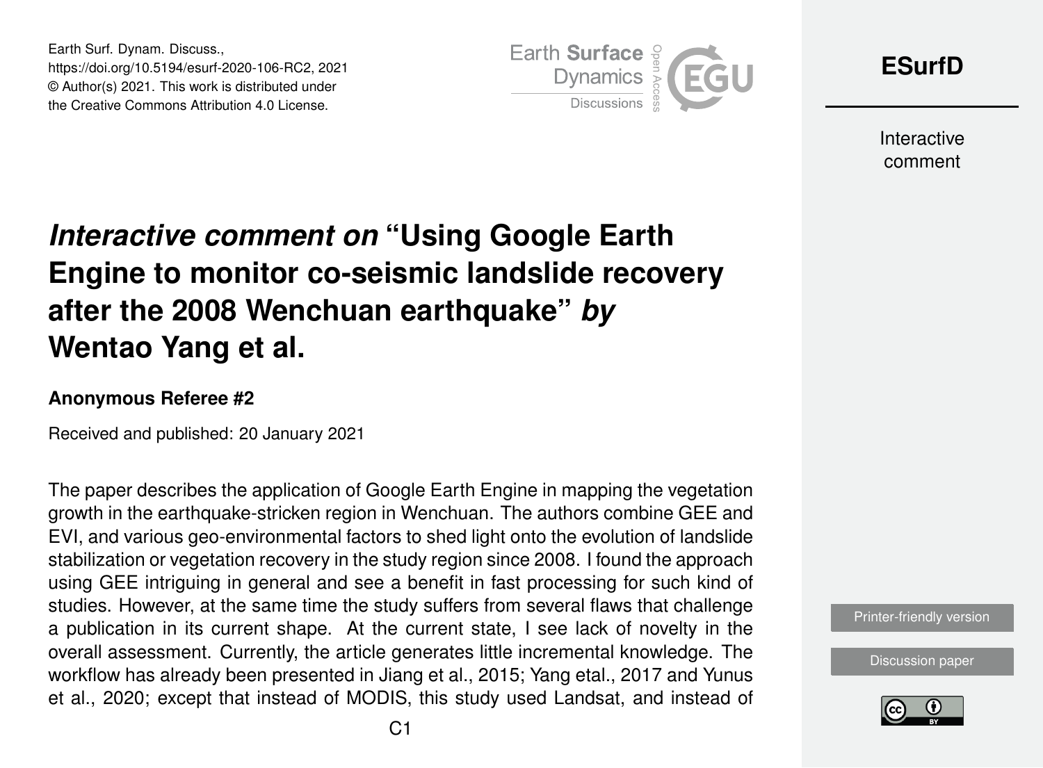# *Interactive comment on* "Using Google Earth Engine to monitor co-seismic landslide recovery after the 2008 Wenchuan earthquake" *by* Wentao Yang et al.

**Anonymous Referee #2**

Received and published: 20 January 2021

The paper describes the application of Google Earth Engine in mapping the vegetation growth in the earthquake-stricken region in Wenchuan. The authors combine GEE and EVI, and various geo-environmental factors to shed light onto the evolution of landslide stabilization or vegetation recovery in the study region since 2008. I found the approach using GEE intriguing in general and see a benefit in fast processing for such kind of studies. However, at the same time the study suffers from several flaws that challenge a publication in its current shape. At the current state, I see lack of novelty in the overall assessment. Currently, the article generates little incremental knowledge. The workflow has already been presented in Jiang et al., 2015; Yang etal., 2017 and Yunus et al., 2020; except that instead of MODIS, this study used Landsat, and instead of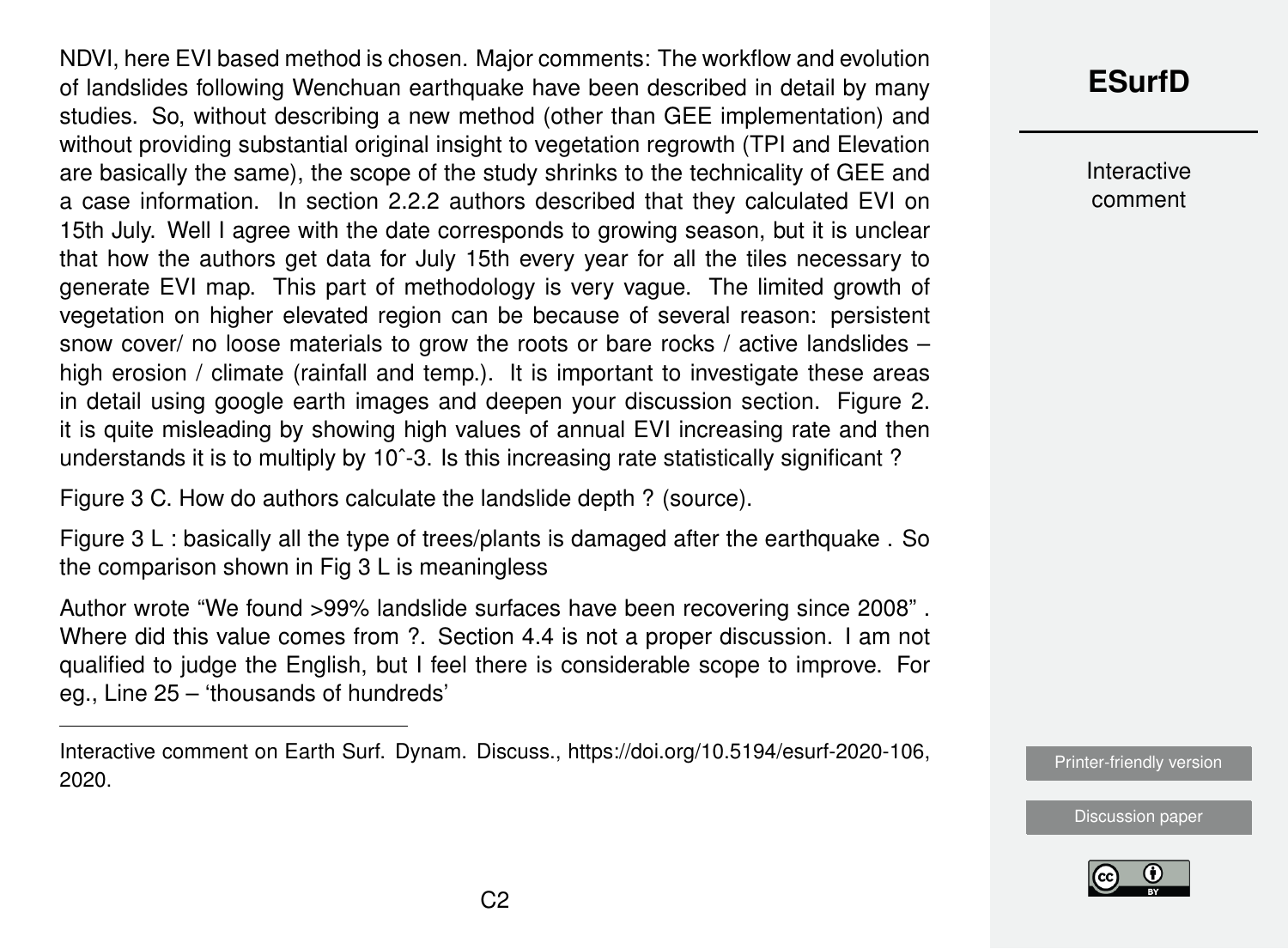NDVI, here EVI based method is chosen. Major comments: The workflow and evolution of landslides following Wenchuan earthquake have been described in detail by many studies. So, without describing a new method (other than GEE implementation) and without providing substantial original insight to vegetation regrowth (TPI and Elevation are basically the same), the scope of the study shrinks to the technicality of GEE and a case information. In section 2.2.2 authors described that they calculated EVI on 15th July. Well I agree with the date corresponds to growing season, but it is unclear that how the authors get data for July 15th every year for all the tiles necessary to generate EVI map. This part of methodology is very vague. The limited growth of vegetation on higher elevated region can be because of several reason: persistent snow cover/ no loose materials to grow the roots or bare rocks / active landslides – high erosion / climate (rainfall and temp.). It is important to investigate these areas in detail using google earth images and deepen your discussion section. Figure 2. it is quite misleading by showing high values of annual EVI increasing rate and then understands it is to multiply by 10ˆ-3. Is this increasing rate statistically significant ?

Figure 3 C. How do authors calculate the landslide depth ? (source).

Figure 3 L : basically all the type of trees/plants is damaged after the earthquake . So the comparison shown in Fig 3 L is meaningless

Author wrote “We found >99% landslide surfaces have been recovering since 2008” . Where did this value comes from ?. Section 4.4 is not a proper discussion. I am not qualified to judge the English, but I feel there is considerable scope to improve. For eg., Line 25 – ‘thousands of hundreds’

---

Interactive comment on Earth Surf. Dynam. Discuss., https://doi.org/10.5194/esurf-2020-106, 2020.